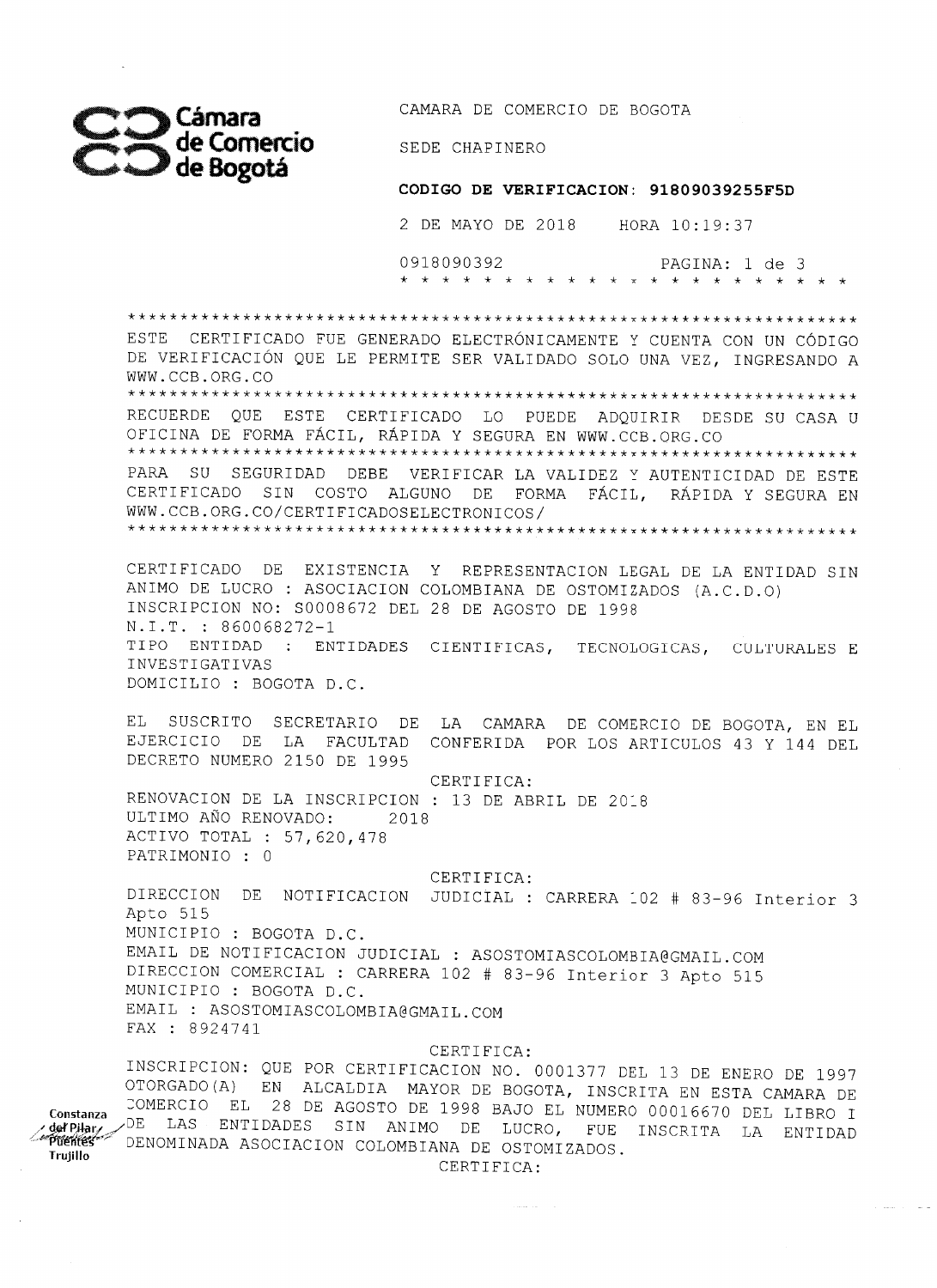Cámara de Comercio de Bogotá

CAMARA DE COMERCIO DE BOGOTA

SEDE CHAPINERO

**CODIGO DE VERIFICACION: 91809039255F5D**

2 DE MAYO DE 2018 HORA 10:19:37

0918090392

\* \* \* \* \* \* \* \* \* \* \* \* \* \* \* \* \* \* \* \* \* \* \* \*

\*\*\*\*\*\*\*\*\*\*\*\*\*\*\*\*\*\*\*\*\*\*\*\*\*\*\*\*\*\*\*\*\*\*\*\*\*\*\*\*\*\*\*\*\*\*\*\*\*\*\*\*\*\*\*\*\*\*\*\*\*\*

ESTE CERTIFICADO FUE GENERADO ELECTRÓNICAMENTE Y CUENTA CON UN CÓDIGO DE VERIFICACIÓN QUE LE PERMITE SER VALIDADO SOLO UNA VEZ, INGRESANDO A WWW.CCB.ORG.CO

\*\*\*\*\*\*\*\*\*\*\*\*\*\*\*\*\*\*\*\*\*\*\*\*\*\*\*\*\*\*\*\*\*\*\*\*\*\*\*\*\*\*\*\*\*\*\*\*\*\*\*\*\*\*\*\*\*\*\*\*\*\*

RECUERDE QUE ESTE CERTIFICADO LO PUEDE ADQUIRIR DESDE SU CASA U OFICINA DE FORMA FÁCIL, RÁPIDA Y SEGURA EN WWW.CCB.ORG.CO

\*\*\*\*\*\*\*\*\*\*\*\*\*\*\*\*\*\*\*\*\*\*\*\*\*\*\*\*\*\*\*\*\*\*\*\*\*\*\*\*\*\*\*\*\*\*\*\*\*\*\*\*\*\*\*\*\*\*\*\*\*\*

PARA SU SEGURIDAD DEBE VERIFICAR LA VALIDEZ Y AUTENTICIDAD DE ESTE CERTIFICADO SIN COSTO ALGUNO DE FORMA FÁCIL, RÁPIDA Y SEGURA EN WWW.CCB.ORG.CO/CERTIFICADOSELECTRONICOS/

\*\*\*\*\*\*\*\*\*\*\*\*\*\*\*\*\*\*\*\*\*\*\*\*\*\*\*\*\*\*\*\*\*\*\*\*\*\*\*\*\*\*\*\*\*\*\*\*\*\*\*\*\*\*\*\*\*\*\*\*\*\*

CERTIFICADO DE EXISTENCIA Y REPRESENTACION LEGAL DE LA ENTIDAD SIN ANIMO DE LUCRO : ASOCIACION COLOMBIANA DE OSTOMIZADOS (A.C.D.O)
INSCRIPCION NO: S0008672 DEL 28 DE AGOSTO DE 1998
N.I.T. : 860068272-1
TIPO ENTIDAD : ENTIDADES CIENTIFICAS, TECNOLOGICAS, CULTURALES E INVESTIGATIVAS
DOMICILIO : BOGOTA D.C.

EL SUSCRITO SECRETARIO DE LA CAMARA DE COMERCIO DE BOGOTA, EN EL EJERCICIO DE LA FACULTAD CONFERIDA POR LOS ARTICULOS 43 Y 144 DEL DECRETO NUMERO 2150 DE 1995

CERTIFICA:

RENOVACION DE LA INSCRIPCION : 13 DE ABRIL DE 2018
ULTIMO AÑO RENOVADO: 2018
ACTIVO TOTAL : 57,620,478
PATRIMONIO : 0

CERTIFICA:

DIRECCION DE NOTIFICACION JUDICIAL : CARRERA 102 # 83-96 Interior 3 Apto 515
MUNICIPIO : BOGOTA D.C.
EMAIL DE NOTIFICACION JUDICIAL : ASOSTOMIASCOLOMBIA@GMAIL.COM
DIRECCION COMERCIAL : CARRERA 102 # 83-96 Interior 3 Apto 515
MUNICIPIO : BOGOTA D.C.
EMAIL : ASOSTOMIASCOLOMBIA@GMAIL.COM
FAX : 8924741

CERTIFICA:

INSCRIPCION: QUE POR CERTIFICACION NO. 0001377 DEL 13 DE ENERO DE 1997 OTORGADO(A) EN ALCALDIA MAYOR DE BOGOTA, INSCRITA EN ESTA CAMARA DE COMERCIO EL 28 DE AGOSTO DE 1998 BAJO EL NUMERO 00016670 DEL LIBRO I DE LAS ENTIDADES SIN ANIMO DE LUCRO, FUE INSCRITA LA ENTIDAD DENOMINADA ASOCIACION COLOMBIANA DE OSTOMIZADOS.

CERTIFICA:

Constanza del Pilar Puentes Trujillo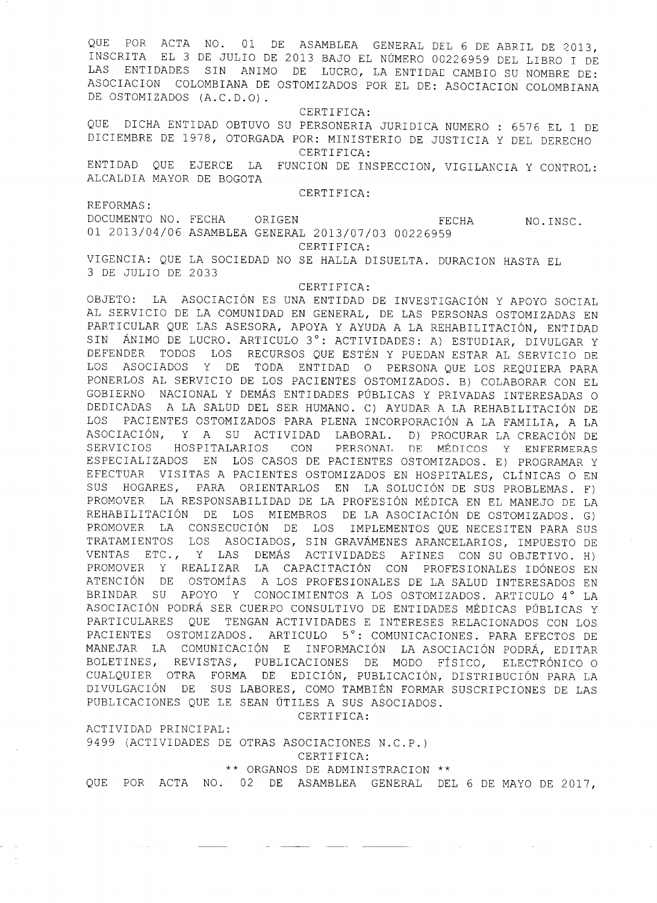QUE POR ACTA NO. 01 DE ASAMBLEA GENERAL DEL 6 DE ABRIL DE 2013, INSCRITA EL 3 DE JULIO DE 2013 BAJO EL NÚMERO 00226959 DEL LIBRO I DE LAS ENTIDADES SIN ANIMO DE LUCRO, LA ENTIDAD CAMBIO SU NOMBRE DE: ASOCIACION COLOMBIANA DE OSTOMIZADOS POR EL DE: ASOCIACION COLOMBIANA DE OSTOMIZADOS (A.C.D.O).

CERTIFICA:

QUE DICHA ENTIDAD OBTUVO SU PERSONERIA JURIDICA NUMERO : 6576 EL 1 DE DICIEMBRE DE 1978, OTORGADA POR: MINISTERIO DE JUSTICIA Y DEL DERECHO

CERTIFICA:

ENTIDAD QUE EJERCE LA FUNCION DE INSPECCION, VIGILANCIA Y CONTROL: ALCALDIA MAYOR DE BOGOTA

CERTIFICA:

REFORMAS:

| DOCUMENTO NO. | FECHA | ORIGEN | FECHA | NO.INSC. |
|---|---|---|---|---|
| 01 | 2013/04/06 | ASAMBLEA GENERAL | 2013/07/03 | 00226959 |

CERTIFICA:

VIGENCIA: QUE LA SOCIEDAD NO SE HALLA DISUELTA. DURACION HASTA EL 3 DE JULIO DE 2033

CERTIFICA:

OBJETO: LA ASOCIACIÓN ES UNA ENTIDAD DE INVESTIGACIÓN Y APOYO SOCIAL AL SERVICIO DE LA COMUNIDAD EN GENERAL, DE LAS PERSONAS OSTOMIZADAS EN PARTICULAR QUE LAS ASESORA, APOYA Y AYUDA A LA REHABILITACIÓN, ENTIDAD SIN ÁNIMO DE LUCRO. ARTICULO 3°: ACTIVIDADES: A) ESTUDIAR, DIVULGAR Y DEFENDER TODOS LOS RECURSOS QUE ESTÉN Y PUEDAN ESTAR AL SERVICIO DE LOS ASOCIADOS Y DE TODA ENTIDAD O PERSONA QUE LOS REQUIERA PARA PONERLOS AL SERVICIO DE LOS PACIENTES OSTOMIZADOS. B) COLABORAR CON EL GOBIERNO NACIONAL Y DEMÁS ENTIDADES PÚBLICAS Y PRIVADAS INTERESADAS O DEDICADAS A LA SALUD DEL SER HUMANO. C) AYUDAR A LA REHABILITACIÓN DE LOS PACIENTES OSTOMIZADOS PARA PLENA INCORPORACIÓN A LA FAMILIA, A LA ASOCIACIÓN, Y A SU ACTIVIDAD LABORAL. D) PROCURAR LA CREACIÓN DE SERVICIOS HOSPITALARIOS CON PERSONAL DE MÉDICOS Y ENFERMERAS ESPECIALIZADOS EN LOS CASOS DE PACIENTES OSTOMIZADOS. E) PROGRAMAR Y EFECTUAR VISITAS A PACIENTES OSTOMIZADOS EN HOSPITALES, CLÍNICAS O EN SUS HOGARES, PARA ORIENTARLOS EN LA SOLUCIÓN DE SUS PROBLEMAS. F) PROMOVER LA RESPONSABILIDAD DE LA PROFESIÓN MÉDICA EN EL MANEJO DE LA REHABILITACIÓN DE LOS MIEMBROS DE LA ASOCIACIÓN DE OSTOMIZADOS. G) PROMOVER LA CONSECUCIÓN DE LOS IMPLEMENTOS QUE NECESITEN PARA SUS TRATAMIENTOS LOS ASOCIADOS, SIN GRAVÁMENES ARANCELARIOS, IMPUESTO DE VENTAS ETC., Y LAS DEMÁS ACTIVIDADES AFINES CON SU OBJETIVO. H) PROMOVER Y REALIZAR LA CAPACITACIÓN CON PROFESIONALES IDÓNEOS EN ATENCIÓN DE OSTOMÍAS A LOS PROFESIONALES DE LA SALUD INTERESADOS EN BRINDAR SU APOYO Y CONOCIMIENTOS A LOS OSTOMIZADOS. ARTICULO 4° LA ASOCIACIÓN PODRÁ SER CUERPO CONSULTIVO DE ENTIDADES MÉDICAS PÚBLICAS Y PARTICULARES QUE TENGAN ACTIVIDADES E INTERESES RELACIONADOS CON LOS PACIENTES OSTOMIZADOS. ARTICULO 5°: COMUNICACIONES. PARA EFECTOS DE MANEJAR LA COMUNICACIÓN E INFORMACIÓN LA ASOCIACIÓN PODRÁ, EDITAR BOLETINES, REVISTAS, PUBLICACIONES DE MODO FÍSICO, ELECTRÓNICO O CUALQUIER OTRA FORMA DE EDICIÓN, PUBLICACIÓN, DISTRIBUCIÓN PARA LA DIVULGACIÓN DE SUS LABORES, COMO TAMBIÉN FORMAR SUSCRIPCIONES DE LAS PUBLICACIONES QUE LE SEAN ÚTILES A SUS ASOCIADOS.

CERTIFICA:

ACTIVIDAD PRINCIPAL:
9499 (ACTIVIDADES DE OTRAS ASOCIACIONES N.C.P.)

CERTIFICA:

** ORGANOS DE ADMINISTRACION **

QUE POR ACTA NO. 02 DE ASAMBLEA GENERAL DEL 6 DE MAYO DE 2017,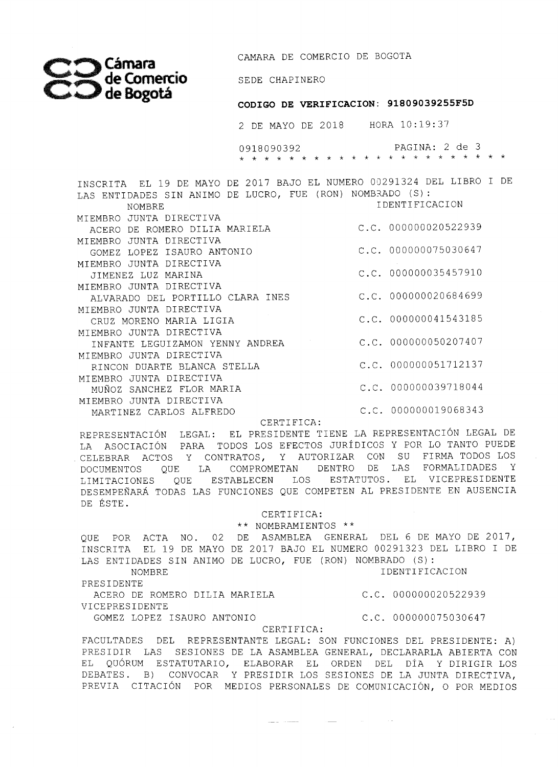CAMARA DE COMERCIO DE BOGOTA

SEDE CHAPINERO

**CODIGO DE VERIFICACION: 91809039255F5D**

2 DE MAYO DE 2018 HORA 10:19:37

0918090392

INSCRITA EL 19 DE MAYO DE 2017 BAJO EL NUMERO 00291324 DEL LIBRO I DE LAS ENTIDADES SIN ANIMO DE LUCRO, FUE (RON) NOMBRADO (S):

| NOMBRE | IDENTIFICACION |
|---|---|
| MIEMBRO JUNTA DIRECTIVA | |
| ACERO DE ROMERO DILIA MARIELA | C.C. 000000020522939 |
| MIEMBRO JUNTA DIRECTIVA | |
| GOMEZ LOPEZ ISAURO ANTONIO | C.C. 000000075030647 |
| MIEMBRO JUNTA DIRECTIVA | |
| JIMENEZ LUZ MARINA | C.C. 000000035457910 |
| MIEMBRO JUNTA DIRECTIVA | |
| ALVARADO DEL PORTILLO CLARA INES | C.C. 000000020684699 |
| MIEMBRO JUNTA DIRECTIVA | |
| CRUZ MORENO MARIA LIGIA | C.C. 000000041543185 |
| MIEMBRO JUNTA DIRECTIVA | |
| INFANTE LEGUIZAMON YENNY ANDREA | C.C. 000000050207407 |
| MIEMBRO JUNTA DIRECTIVA | |
| RINCON DUARTE BLANCA STELLA | C.C. 000000051712137 |
| MIEMBRO JUNTA DIRECTIVA | |
| MUÑOZ SANCHEZ FLOR MARIA | C.C. 000000039718044 |
| MIEMBRO JUNTA DIRECTIVA | |
| MARTINEZ CARLOS ALFREDO | C.C. 000000019068343 |

CERTIFICA:

REPRESENTACIÓN LEGAL: EL PRESIDENTE TIENE LA REPRESENTACIÓN LEGAL DE LA ASOCIACIÓN PARA TODOS LOS EFECTOS JURÍDICOS Y POR LO TANTO PUEDE CELEBRAR ACTOS Y CONTRATOS, Y AUTORIZAR CON SU FIRMA TODOS LOS DOCUMENTOS QUE LA COMPROMETAN DENTRO DE LAS FORMALIDADES Y LIMITACIONES QUE ESTABLECEN LOS ESTATUTOS. EL VICEPRESIDENTE DESEMPEÑARÁ TODAS LAS FUNCIONES QUE COMPETEN AL PRESIDENTE EN AUSENCIA DE ÉSTE.

CERTIFICA:

** NOMBRAMIENTOS **

QUE POR ACTA NO. 02 DE ASAMBLEA GENERAL DEL 6 DE MAYO DE 2017, INSCRITA EL 19 DE MAYO DE 2017 BAJO EL NUMERO 00291323 DEL LIBRO I DE LAS ENTIDADES SIN ANIMO DE LUCRO, FUE (RON) NOMBRADO (S):

| NOMBRE | IDENTIFICACION |
|---|---|
| PRESIDENTE | |
| ACERO DE ROMERO DILIA MARIELA | C.C. 000000020522939 |
| VICEPRESIDENTE | |
| GOMEZ LOPEZ ISAURO ANTONIO | C.C. 000000075030647 |

CERTIFICA:

FACULTADES DEL REPRESENTANTE LEGAL: SON FUNCIONES DEL PRESIDENTE: A) PRESIDIR LAS SESIONES DE LA ASAMBLEA GENERAL, DECLARARLA ABIERTA CON EL QUÓRUM ESTATUTARIO, ELABORAR EL ORDEN DEL DÍA Y DIRIGIR LOS DEBATES. B) CONVOCAR Y PRESIDIR LOS SESIONES DE LA JUNTA DIRECTIVA, PREVIA CITACIÓN POR MEDIOS PERSONALES DE COMUNICACIÓN, O POR MEDIOS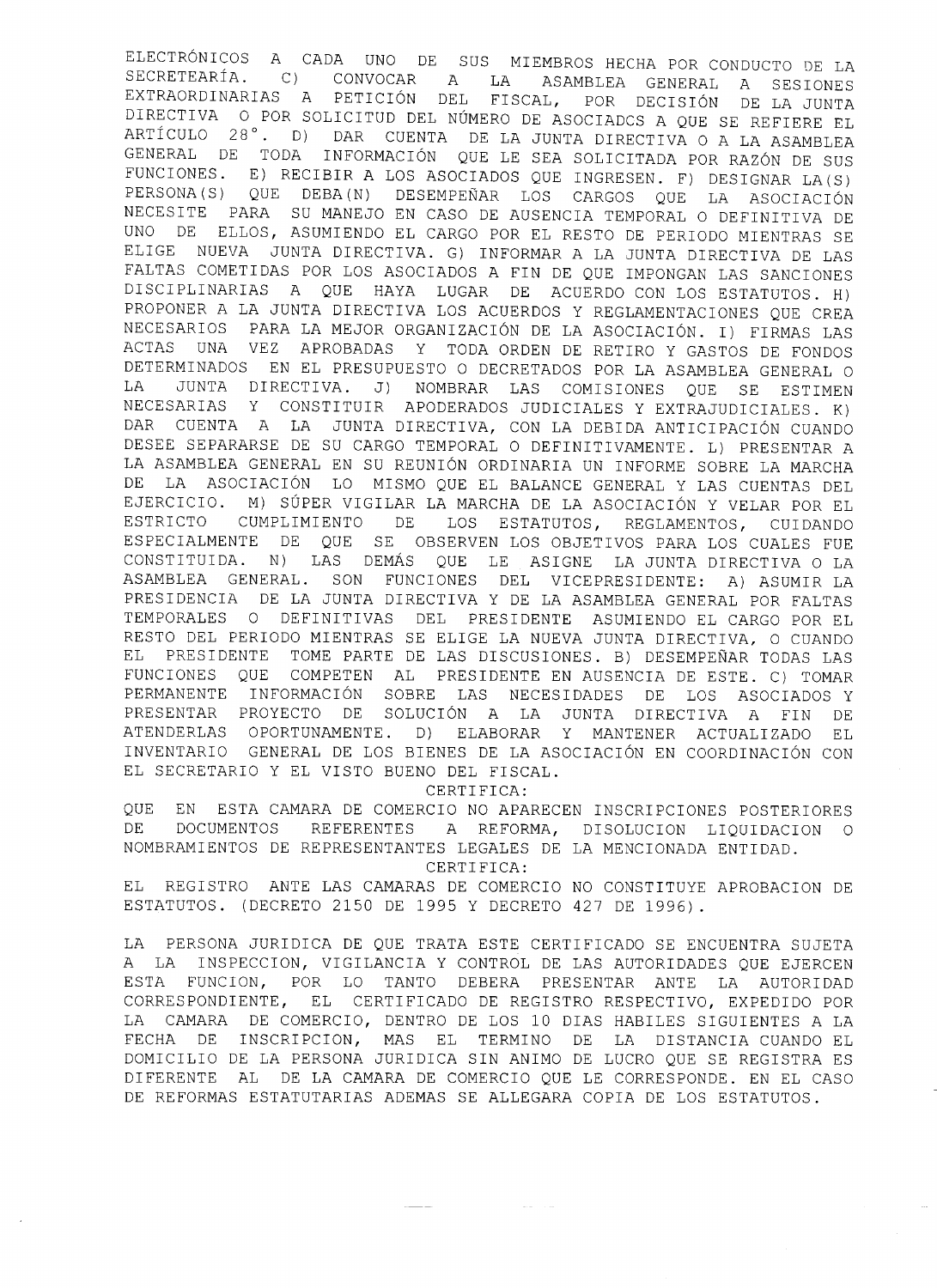ELECTRÓNICOS A CADA UNO DE SUS MIEMBROS HECHA POR CONDUCTO DE LA SECRETEARÍA. C) CONVOCAR A LA ASAMBLEA GENERAL A SESIONES EXTRAORDINARIAS A PETICIÓN DEL FISCAL, POR DECISIÓN DE LA JUNTA DIRECTIVA O POR SOLICITUD DEL NÚMERO DE ASOCIADCS A QUE SE REFIERE EL ARTÍCULO 28°. D) DAR CUENTA DE LA JUNTA DIRECTIVA O A LA ASAMBLEA GENERAL DE TODA INFORMACIÓN QUE LE SEA SOLICITADA POR RAZÓN DE SUS FUNCIONES. E) RECIBIR A LOS ASOCIADOS QUE INGRESEN. F) DESIGNAR LA(S) PERSONA(S) QUE DEBA(N) DESEMPEÑAR LOS CARGOS QUE LA ASOCIACIÓN NECESITE PARA SU MANEJO EN CASO DE AUSENCIA TEMPORAL O DEFINITIVA DE UNO DE ELLOS, ASUMIENDO EL CARGO POR EL RESTO DE PERIODO MIENTRAS SE ELIGE NUEVA JUNTA DIRECTIVA. G) INFORMAR A LA JUNTA DIRECTIVA DE LAS FALTAS COMETIDAS POR LOS ASOCIADOS A FIN DE QUE IMPONGAN LAS SANCIONES DISCIPLINARIAS A QUE HAYA LUGAR DE ACUERDO CON LOS ESTATUTOS. H) PROPONER A LA JUNTA DIRECTIVA LOS ACUERDOS Y REGLAMENTACIONES QUE CREA NECESARIOS PARA LA MEJOR ORGANIZACIÓN DE LA ASOCIACIÓN. I) FIRMAS LAS ACTAS UNA VEZ APROBADAS Y TODA ORDEN DE RETIRO Y GASTOS DE FONDOS DETERMINADOS EN EL PRESUPUESTO O DECRETADOS POR LA ASAMBLEA GENERAL O LA JUNTA DIRECTIVA. J) NOMBRAR LAS COMISIONES QUE SE ESTIMEN NECESARIAS Y CONSTITUIR APODERADOS JUDICIALES Y EXTRAJUDICIALES. K) DAR CUENTA A LA JUNTA DIRECTIVA, CON LA DEBIDA ANTICIPACIÓN CUANDO DESEE SEPARARSE DE SU CARGO TEMPORAL O DEFINITIVAMENTE. L) PRESENTAR A LA ASAMBLEA GENERAL EN SU REUNIÓN ORDINARIA UN INFORME SOBRE LA MARCHA DE LA ASOCIACIÓN LO MISMO QUE EL BALANCE GENERAL Y LAS CUENTAS DEL EJERCICIO. M) SÚPER VIGILAR LA MARCHA DE LA ASOCIACIÓN Y VELAR POR EL ESTRICTO CUMPLIMIENTO DE LOS ESTATUTOS, REGLAMENTOS, CUIDANDO ESPECIALMENTE DE QUE SE OBSERVEN LOS OBJETIVOS PARA LOS CUALES FUE CONSTITUIDA. N) LAS DEMÁS QUE LE ASIGNE LA JUNTA DIRECTIVA O LA ASAMBLEA GENERAL. SON FUNCIONES DEL VICEPRESIDENTE: A) ASUMIR LA PRESIDENCIA DE LA JUNTA DIRECTIVA Y DE LA ASAMBLEA GENERAL POR FALTAS TEMPORALES O DEFINITIVAS DEL PRESIDENTE ASUMIENDO EL CARGO POR EL RESTO DEL PERIODO MIENTRAS SE ELIGE LA NUEVA JUNTA DIRECTIVA, O CUANDO EL PRESIDENTE TOME PARTE DE LAS DISCUSIONES. B) DESEMPEÑAR TODAS LAS FUNCIONES QUE COMPETEN AL PRESIDENTE EN AUSENCIA DE ESTE. C) TOMAR PERMANENTE INFORMACIÓN SOBRE LAS NECESIDADES DE LOS ASOCIADOS Y PRESENTAR PROYECTO DE SOLUCIÓN A LA JUNTA DIRECTIVA A FIN DE ATENDERLAS OPORTUNAMENTE. D) ELABORAR Y MANTENER ACTUALIZADO EL INVENTARIO GENERAL DE LOS BIENES DE LA ASOCIACIÓN EN COORDINACIÓN CON EL SECRETARIO Y EL VISTO BUENO DEL FISCAL.

CERTIFICA:

QUE EN ESTA CAMARA DE COMERCIO NO APARECEN INSCRIPCIONES POSTERIORES DE DOCUMENTOS REFERENTES A REFORMA, DISOLUCION LIQUIDACION O NOMBRAMIENTOS DE REPRESENTANTES LEGALES DE LA MENCIONADA ENTIDAD.

CERTIFICA:

EL REGISTRO ANTE LAS CAMARAS DE COMERCIO NO CONSTITUYE APROBACION DE ESTATUTOS. (DECRETO 2150 DE 1995 Y DECRETO 427 DE 1996).

LA PERSONA JURIDICA DE QUE TRATA ESTE CERTIFICADO SE ENCUENTRA SUJETA A LA INSPECCION, VIGILANCIA Y CONTROL DE LAS AUTORIDADES QUE EJERCEN ESTA FUNCION, POR LO TANTO DEBERA PRESENTAR ANTE LA AUTORIDAD CORRESPONDIENTE, EL CERTIFICADO DE REGISTRO RESPECTIVO, EXPEDIDO POR LA CAMARA DE COMERCIO, DENTRO DE LOS 10 DIAS HABILES SIGUIENTES A LA FECHA DE INSCRIPCION, MAS EL TERMINO DE LA DISTANCIA CUANDO EL DOMICILIO DE LA PERSONA JURIDICA SIN ANIMO DE LUCRO QUE SE REGISTRA ES DIFERENTE AL DE LA CAMARA DE COMERCIO QUE LE CORRESPONDE. EN EL CASO DE REFORMAS ESTATUTARIAS ADEMAS SE ALLEGARA COPIA DE LOS ESTATUTOS.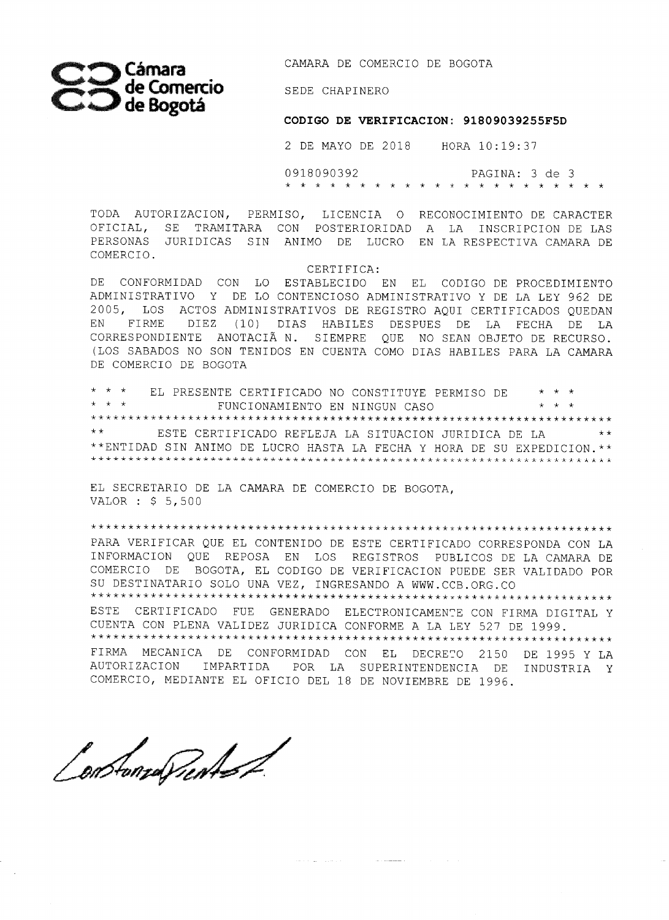CAMARA DE COMERCIO DE BOGOTA

SEDE CHAPINERO

**CODIGO DE VERIFICACION: 91809039255F5D**

2 DE MAYO DE 2018 HORA 10:19:37

0918090392 PAGINA: 3 de 3

* * * * * * * * * * * * * * * * * * * * * *

TODA AUTORIZACION, PERMISO, LICENCIA O RECONOCIMIENTO DE CARACTER OFICIAL, SE TRAMITARA CON POSTERIORIDAD A LA INSCRIPCION DE LAS PERSONAS JURIDICAS SIN ANIMO DE LUCRO EN LA RESPECTIVA CAMARA DE COMERCIO.

CERTIFICA:

DE CONFORMIDAD CON LO ESTABLECIDO EN EL CODIGO DE PROCEDIMIENTO ADMINISTRATIVO Y DE LO CONTENCIOSO ADMINISTRATIVO Y DE LA LEY 962 DE 2005, LOS ACTOS ADMINISTRATIVOS DE REGISTRO AQUI CERTIFICADOS QUEDAN EN FIRME DIEZ (10) DIAS HABILES DESPUES DE LA FECHA DE LA CORRESPONDIENTE ANOTACIÃ N. SIEMPRE QUE NO SEAN OBJETO DE RECURSO. (LOS SABADOS NO SON TENIDOS EN CUENTA COMO DIAS HABILES PARA LA CAMARA DE COMERCIO DE BOGOTA

* * * EL PRESENTE CERTIFICADO NO CONSTITUYE PERMISO DE * * *
* * * FUNCIONAMIENTO EN NINGUN CASO * * *

****************************************************************

** ESTE CERTIFICADO REFLEJA LA SITUACION JURIDICA DE LA **
**ENTIDAD SIN ANIMO DE LUCRO HASTA LA FECHA Y HORA DE SU EXPEDICION.**

****************************************************************

EL SECRETARIO DE LA CAMARA DE COMERCIO DE BOGOTA,
VALOR : $ 5,500

****************************************************************

PARA VERIFICAR QUE EL CONTENIDO DE ESTE CERTIFICADO CORRESPONDA CON LA INFORMACION QUE REPOSA EN LOS REGISTROS PUBLICOS DE LA CAMARA DE COMERCIO DE BOGOTA, EL CODIGO DE VERIFICACION PUEDE SER VALIDADO POR SU DESTINATARIO SOLO UNA VEZ, INGRESANDO A WWW.CCB.ORG.CO

****************************************************************

ESTE CERTIFICADO FUE GENERADO ELECTRONICAMENTE CON FIRMA DIGITAL Y CUENTA CON PLENA VALIDEZ JURIDICA CONFORME A LA LEY 527 DE 1999.

****************************************************************

FIRMA MECANICA DE CONFORMIDAD CON EL DECRETO 2150 DE 1995 Y LA AUTORIZACION IMPARTIDA POR LA SUPERINTENDENCIA DE INDUSTRIA Y COMERCIO, MEDIANTE EL OFICIO DEL 18 DE NOVIEMBRE DE 1996.